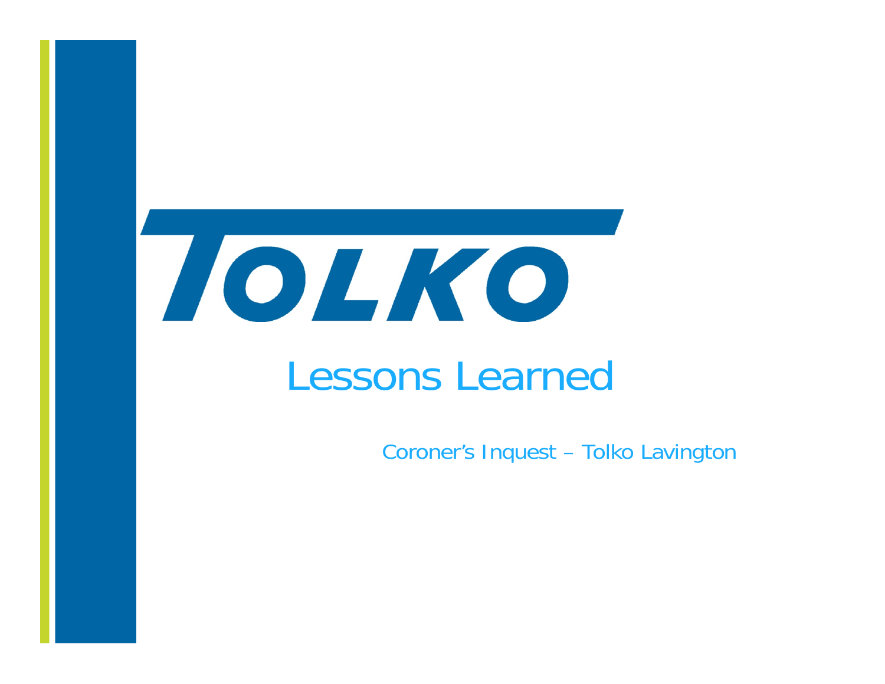# TOLKO

## Lessons Learned

Coroner's Inquest – Tolko Lavington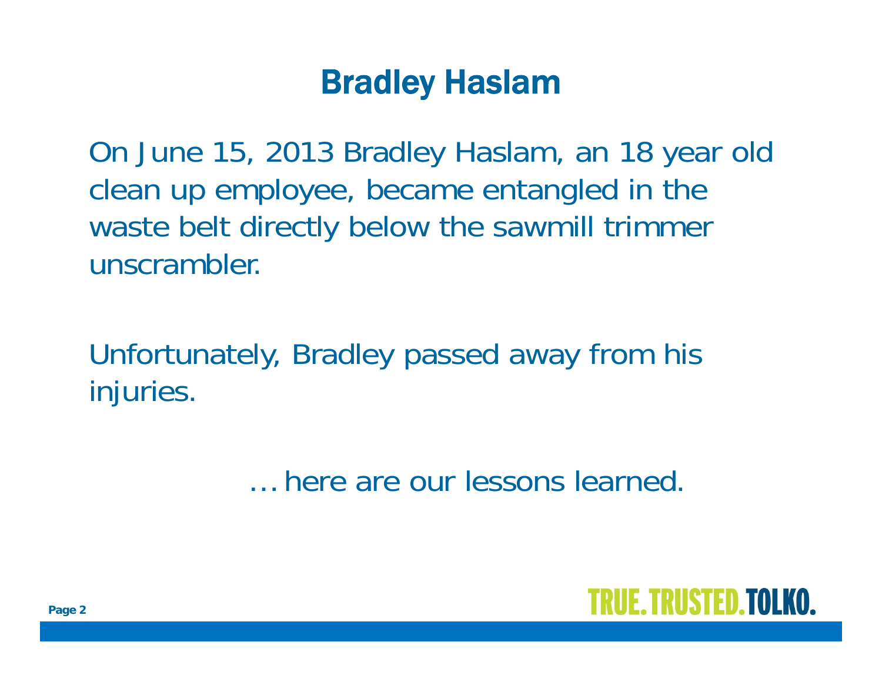# Bradley Haslam

On June 15, 2013 Bradley Haslam, an 18 year old clean up employee, became entangled in the waste belt directly below the sawmill trimmer unscrambler.

Unfortunately, Bradley passed away from his injuries.

… here are our lessons learned.

TRUE. TRUSTED. TOLKO.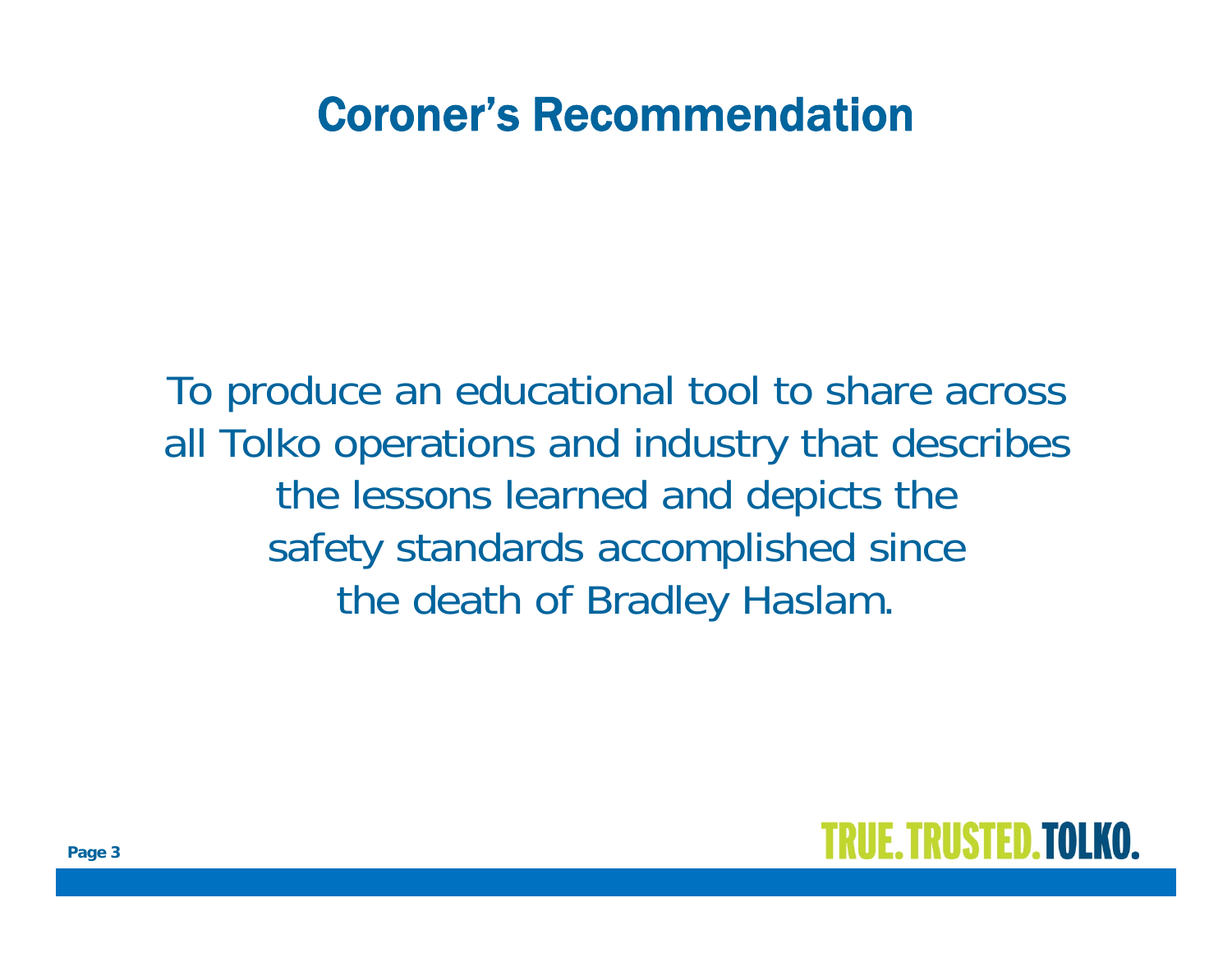# Coroner's Recommendation

To produce an educational tool to share across all Tolko operations and industry that describes the lessons learned and depicts the safety standards accomplished since the death of Bradley Haslam.

TRUE. TRUSTED. TOLKO.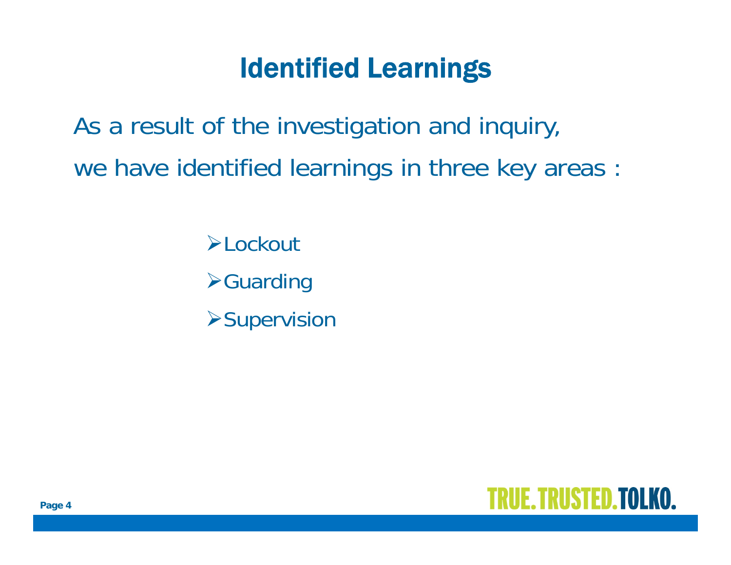# Identified Learnings

As a result of the investigation and inquiry, we have identified learnings in three key areas :

- Lockout
- Guarding
- Supervision

TRUE. TRUSTED. TOLKO.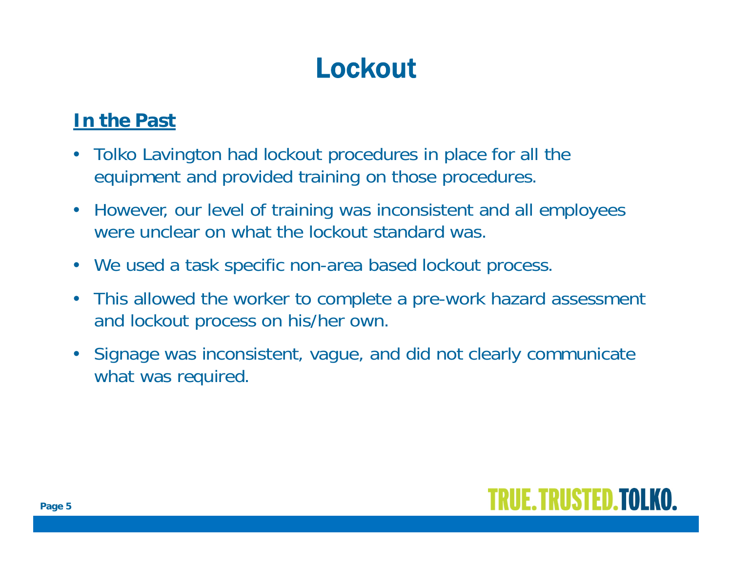# Lockout

## In the Past

- Tolko Lavington had lockout procedures in place for all the equipment and provided training on those procedures.
- However, our level of training was inconsistent and all employees were unclear on what the lockout standard was.
- We used a task specific non-area based lockout process.
- This allowed the worker to complete a pre-work hazard assessment and lockout process on his/her own.
- Signage was inconsistent, vague, and did not clearly communicate what was required.

TRUE. TRUSTED. TOLKO.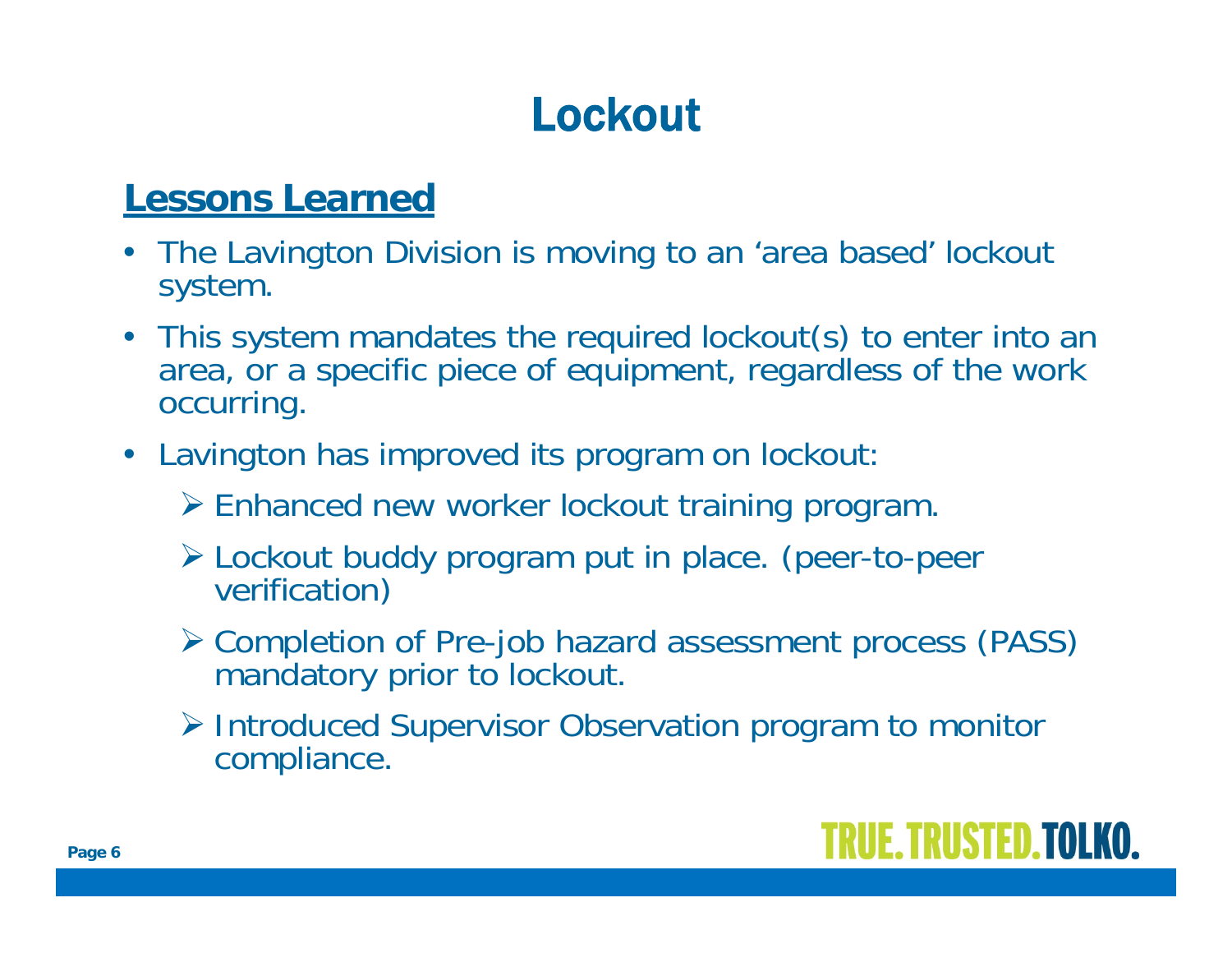# Lockout

## Lessons Learned

- The Lavington Division is moving to an 'area based' lockout system.
- This system mandates the required lockout(s) to enter into an area, or a specific piece of equipment, regardless of the work occurring.
- Lavington has improved its program on lockout:
  - Enhanced new worker lockout training program.
  - Lockout buddy program put in place. (peer-to-peer verification)
  - Completion of Pre-job hazard assessment process (PASS) mandatory prior to lockout.
  - Introduced Supervisor Observation program to monitor compliance.

TRUE. TRUSTED. TOLKO.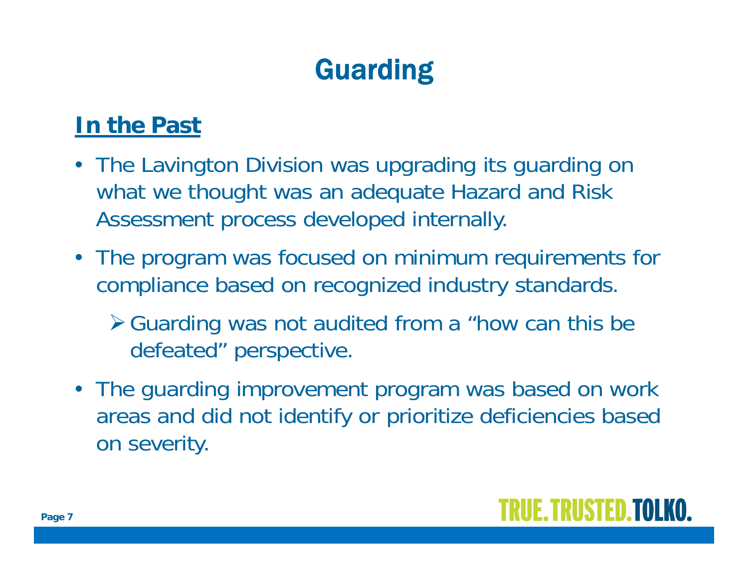# Guarding

## In the Past

- The Lavington Division was upgrading its guarding on what we thought was an adequate Hazard and Risk Assessment process developed internally.
- The program was focused on minimum requirements for compliance based on recognized industry standards.
  - Guarding was not audited from a "how can this be defeated" perspective.
- The guarding improvement program was based on work areas and did not identify or prioritize deficiencies based on severity.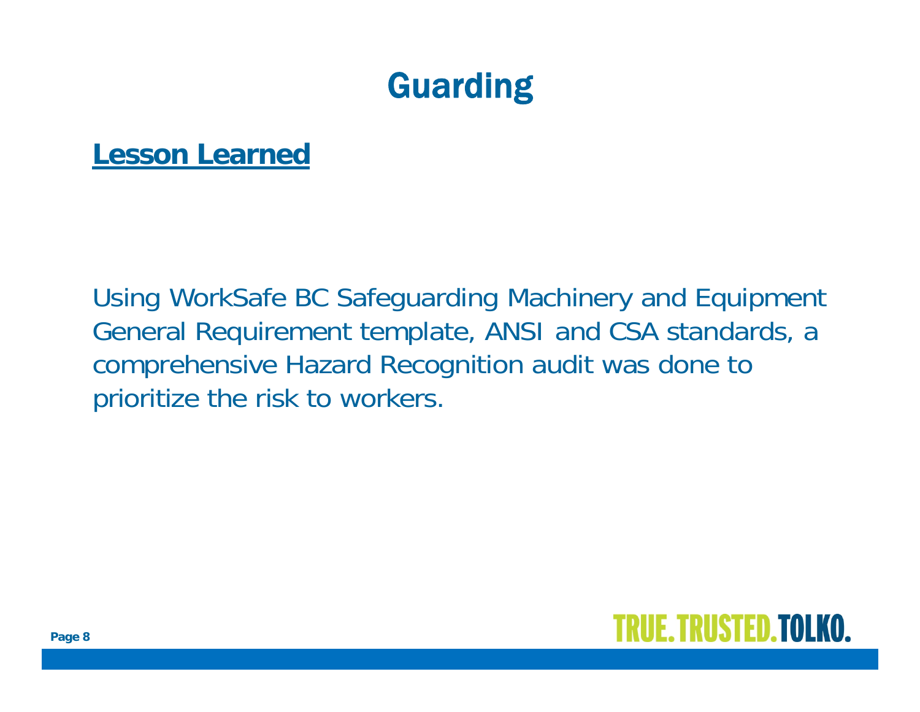# Guarding

## Lesson Learned

Using WorkSafe BC Safeguarding Machinery and Equipment General Requirement template, ANSI and CSA standards, a comprehensive Hazard Recognition audit was done to prioritize the risk to workers.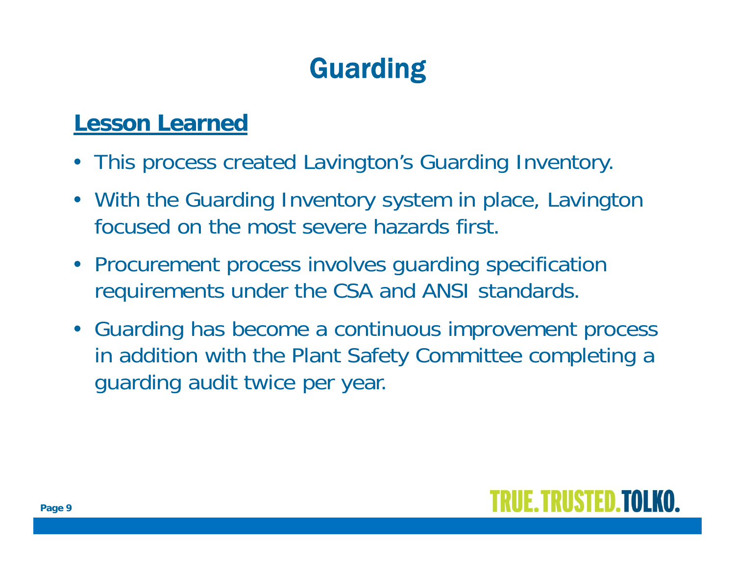# Guarding

## Lesson Learned

- This process created Lavington's Guarding Inventory.
- With the Guarding Inventory system in place, Lavington focused on the most severe hazards first.
- Procurement process involves guarding specification requirements under the CSA and ANSI standards.
- Guarding has become a continuous improvement process in addition with the Plant Safety Committee completing a guarding audit twice per year.

TRUE. TRUSTED. TOLKO.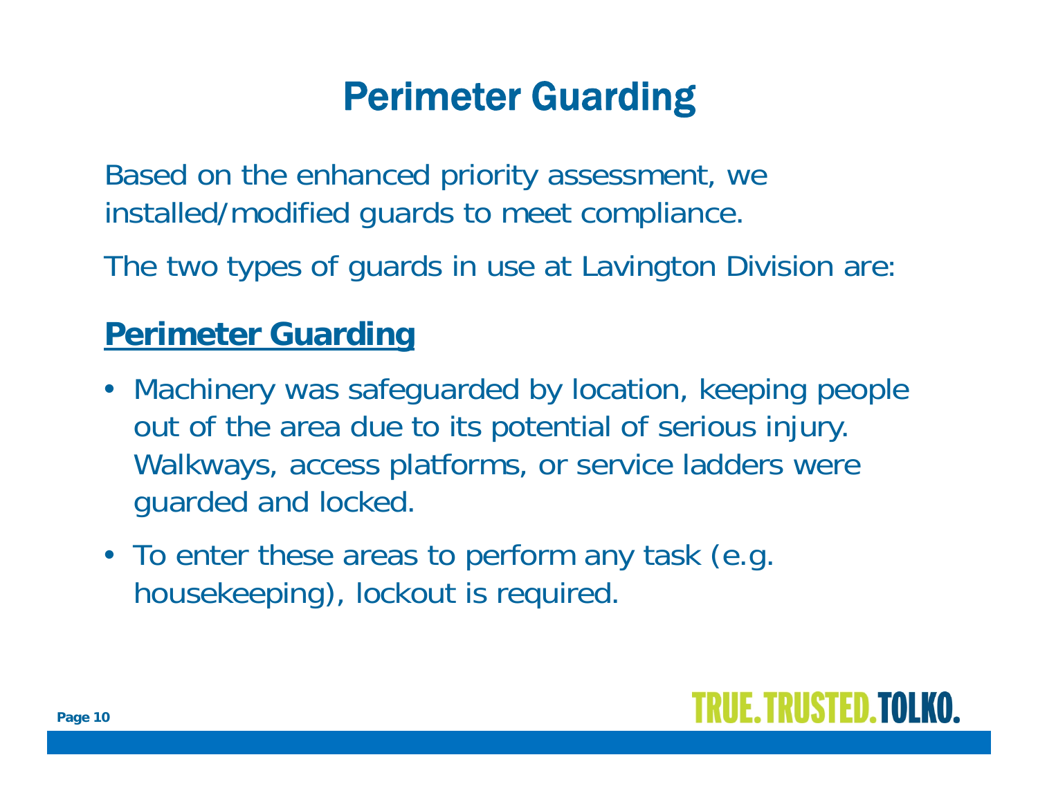# Perimeter Guarding

Based on the enhanced priority assessment, we installed/modified guards to meet compliance.

The two types of guards in use at Lavington Division are:

## Perimeter Guarding

- Machinery was safeguarded by location, keeping people out of the area due to its potential of serious injury. Walkways, access platforms, or service ladders were guarded and locked.
- To enter these areas to perform any task (e.g. housekeeping), lockout is required.

TRUE. TRUSTED. TOLKO.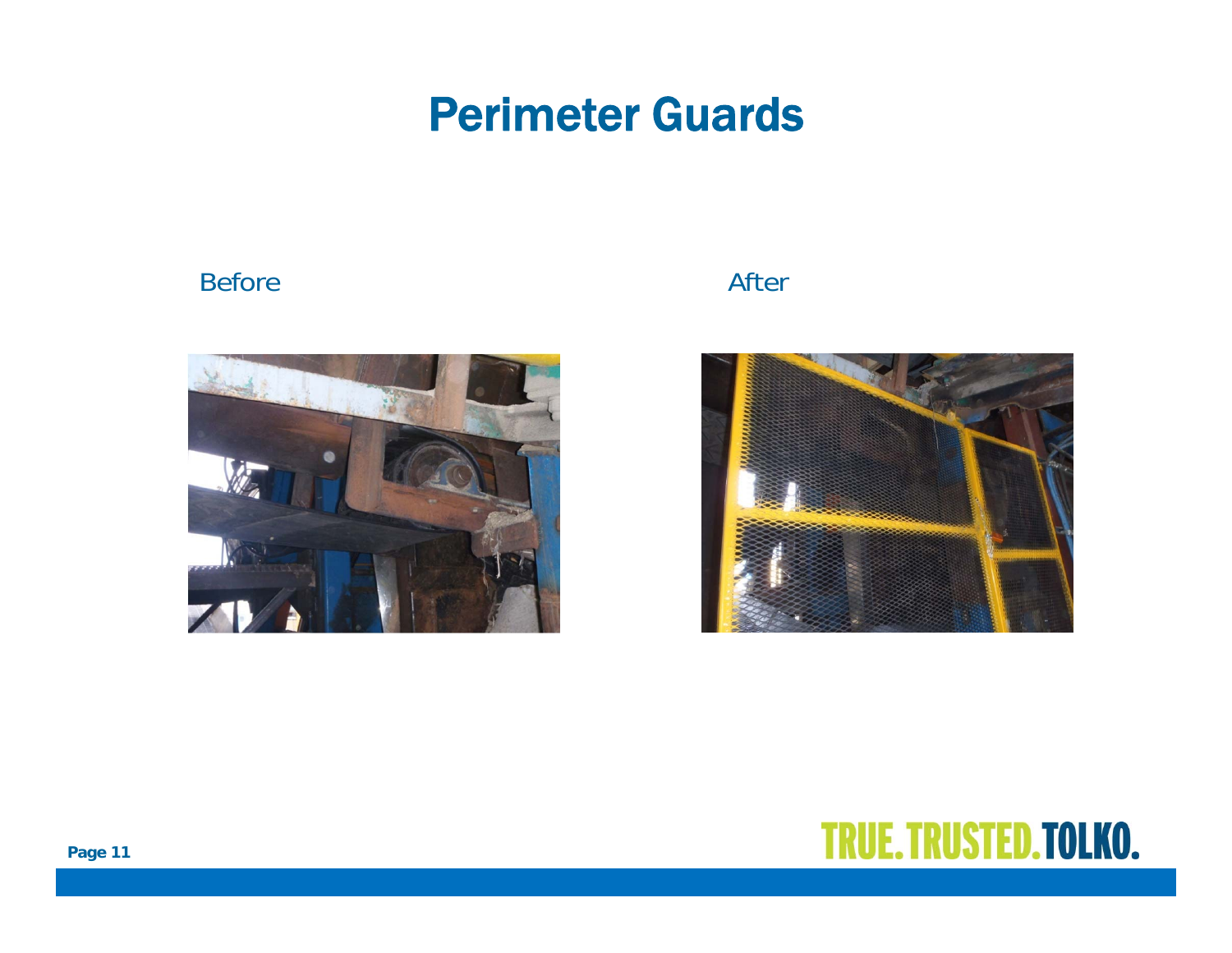# Perimeter Guards

Before

After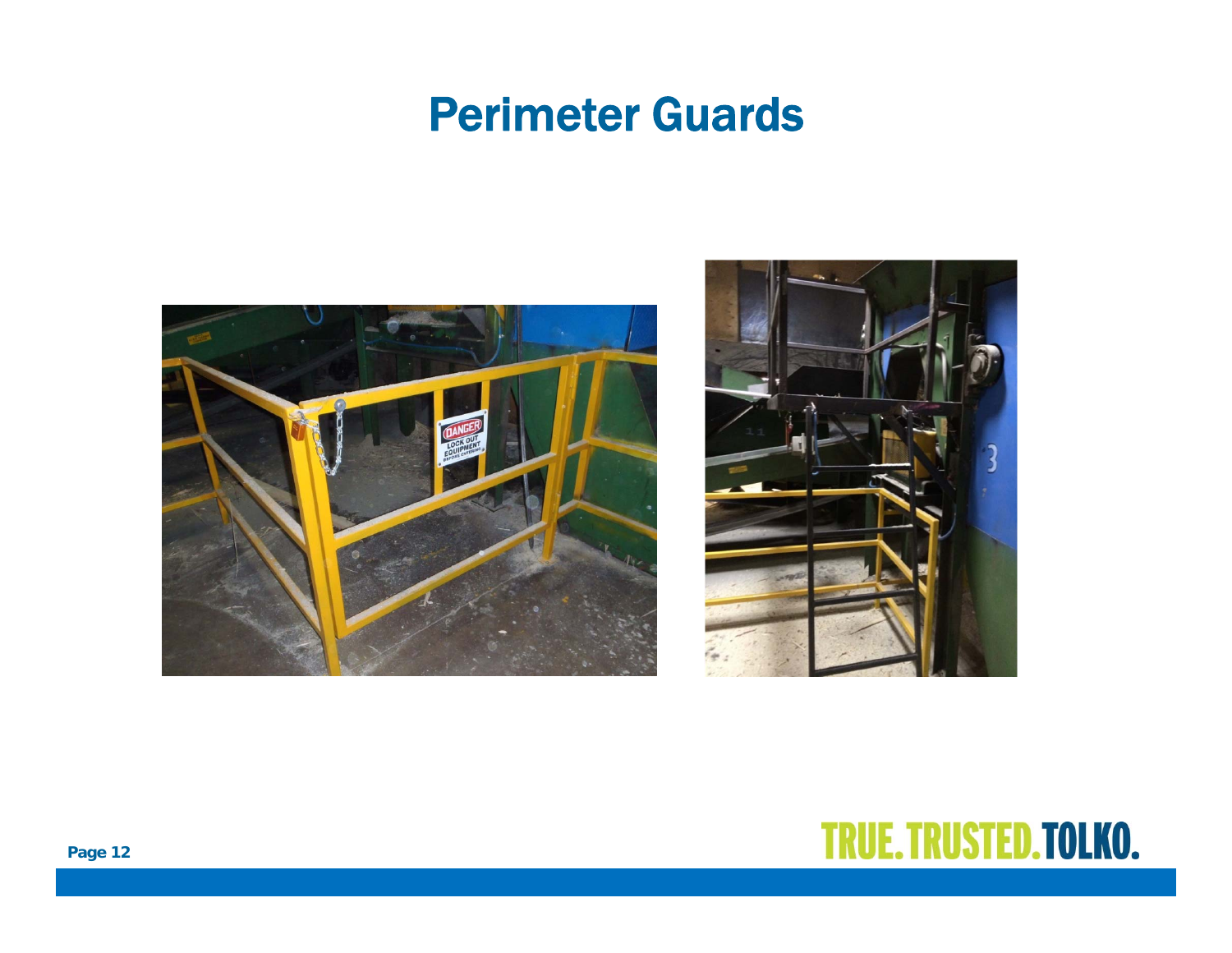# Perimeter Guards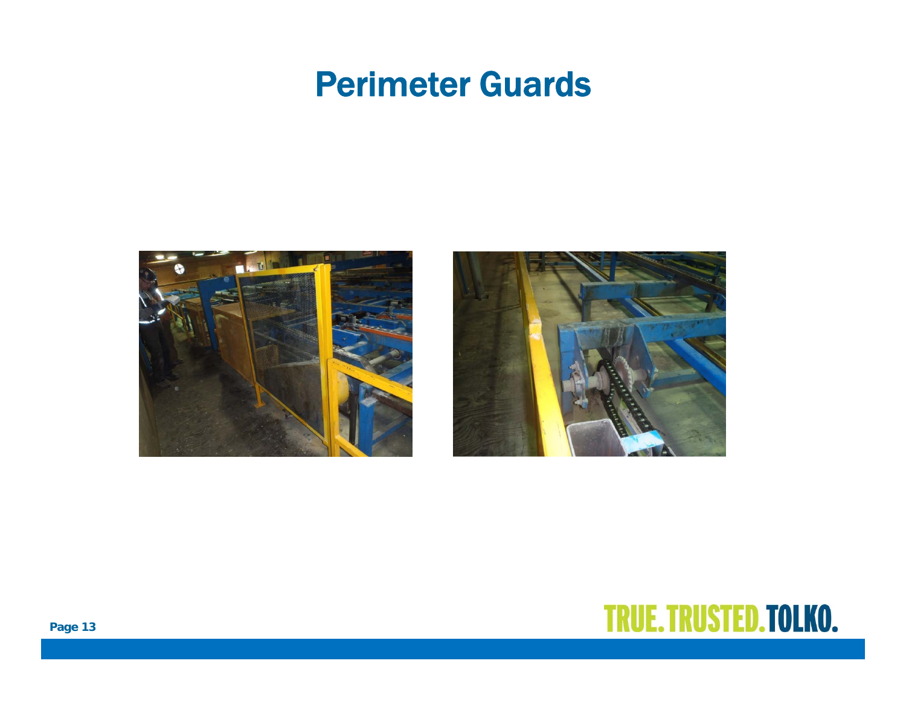# Perimeter Guards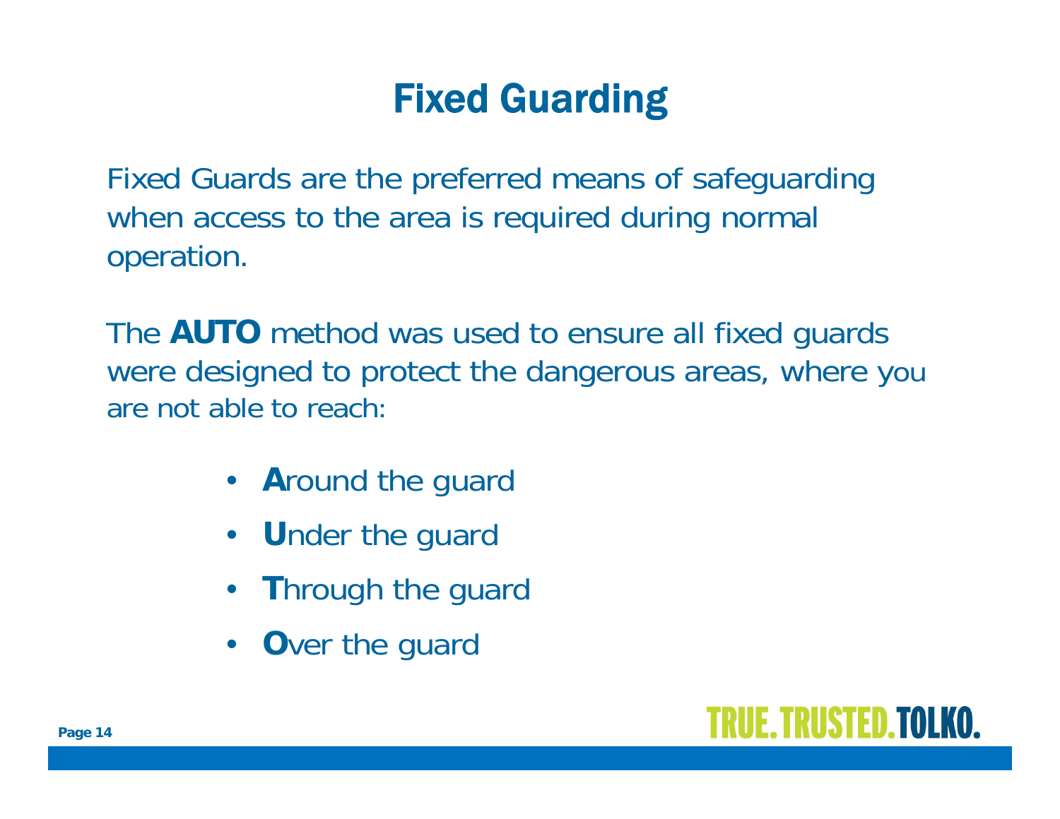# Fixed Guarding

Fixed Guards are the preferred means of safeguarding when access to the area is required during normal operation.

The **AUTO** method was used to ensure all fixed guards were designed to protect the dangerous areas, where you are not able to reach:

- **A**round the guard
- **U**nder the guard
- **T**hrough the guard
- **O**ver the guard

TRUE. TRUSTED. TOLKO.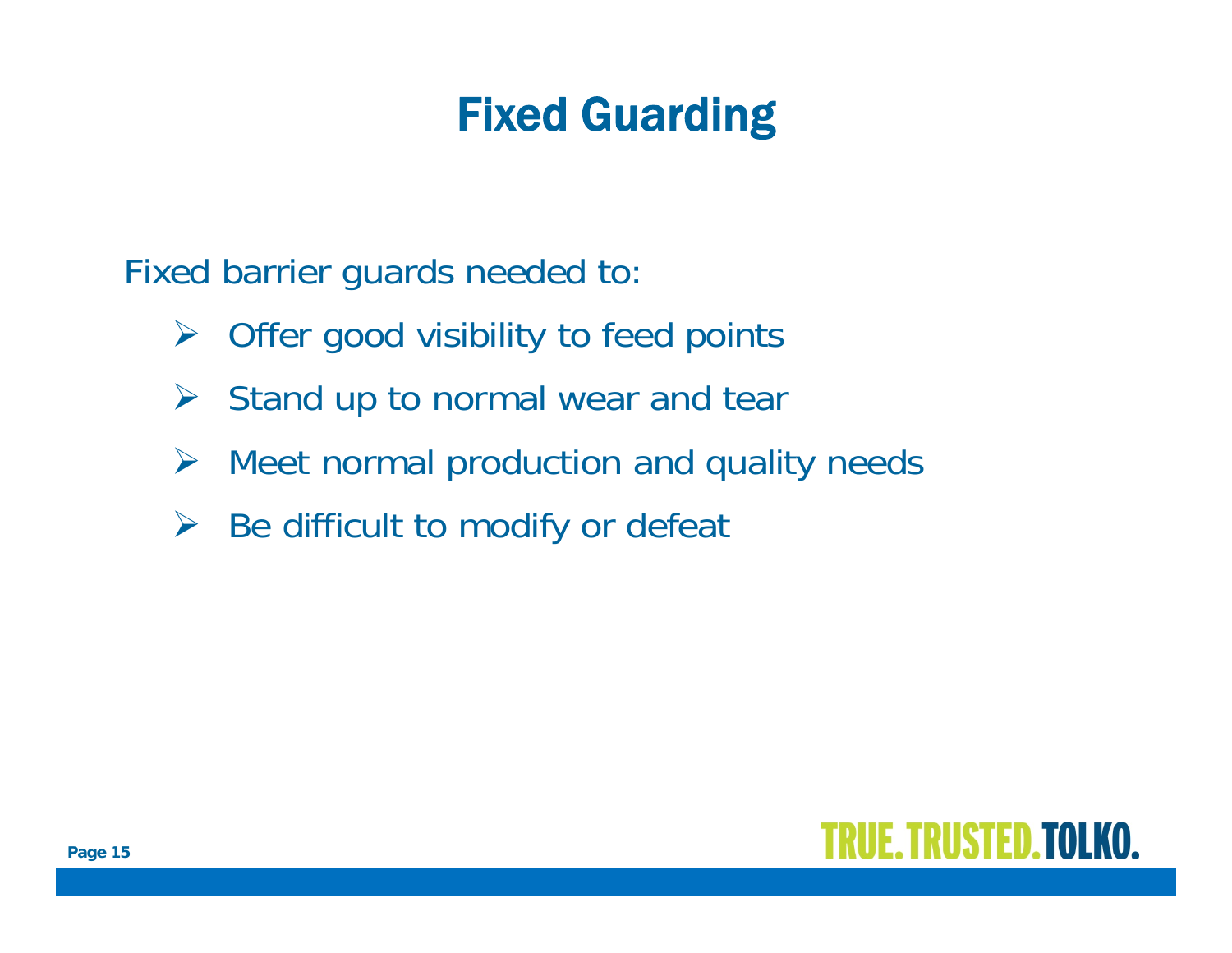# Fixed Guarding

Fixed barrier guards needed to:

- Offer good visibility to feed points
- Stand up to normal wear and tear
- Meet normal production and quality needs
- Be difficult to modify or defeat

TRUE. TRUSTED. TOLKO.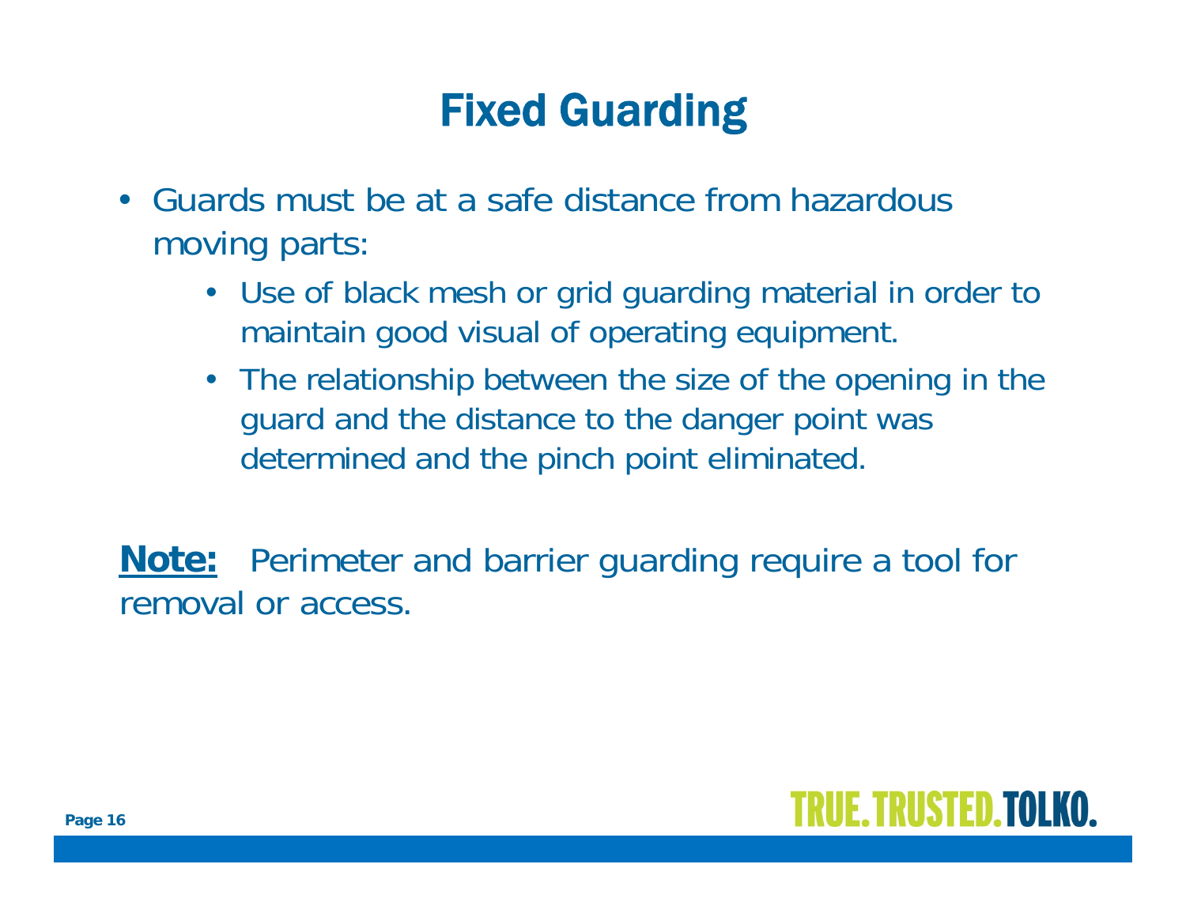# Fixed Guarding

- Guards must be at a safe distance from hazardous moving parts:
  - Use of black mesh or grid guarding material in order to maintain good visual of operating equipment.
  - The relationship between the size of the opening in the guard and the distance to the danger point was determined and the pinch point eliminated.

**Note:** Perimeter and barrier guarding require a tool for removal or access.

TRUE. TRUSTED. TOLKO.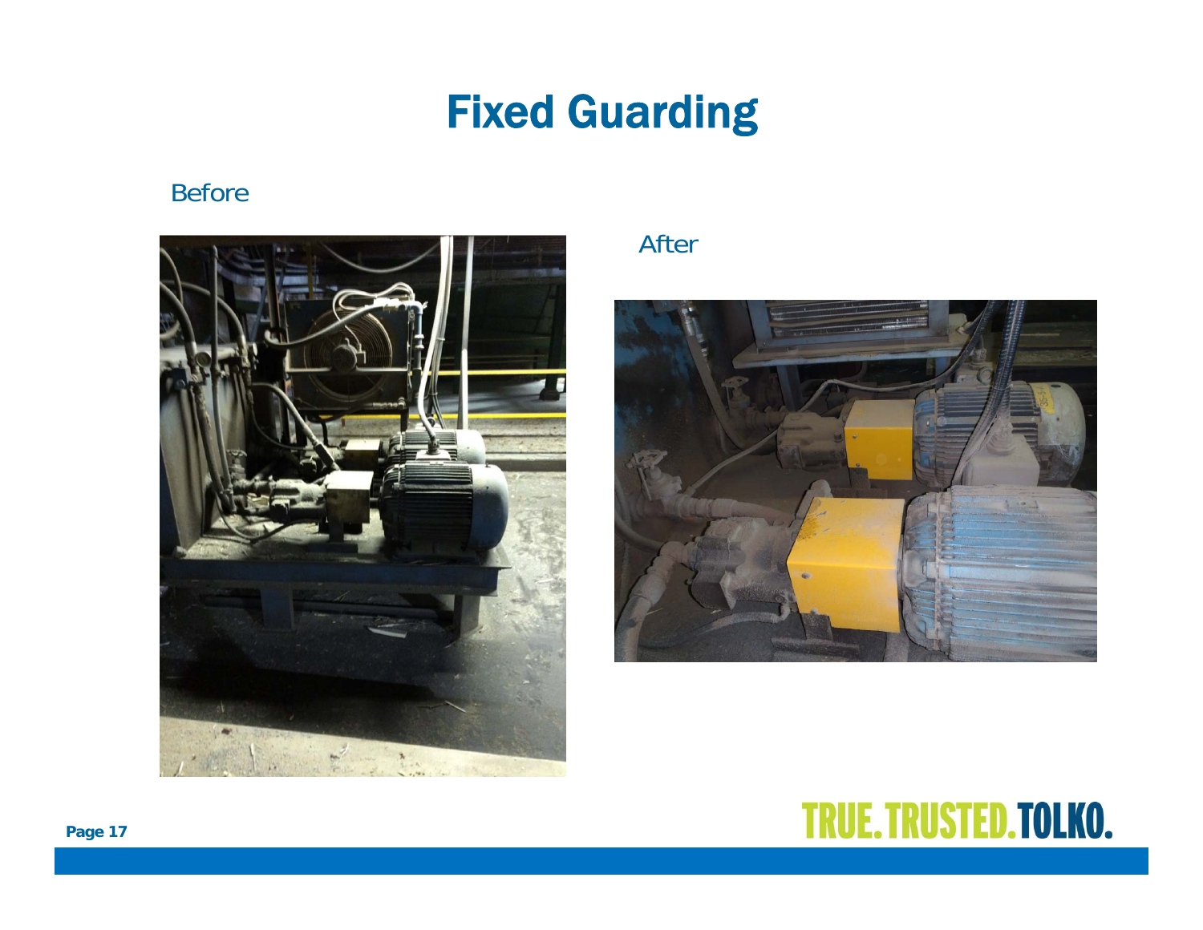# Fixed Guarding

Before

After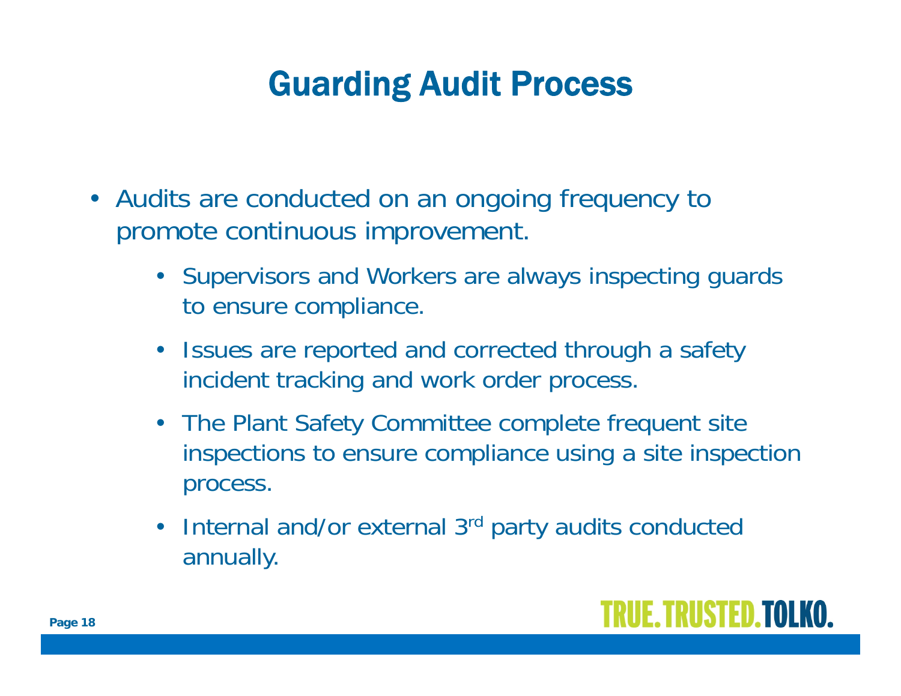# Guarding Audit Process

- Audits are conducted on an ongoing frequency to promote continuous improvement.
    - Supervisors and Workers are always inspecting guards to ensure compliance.
    - Issues are reported and corrected through a safety incident tracking and work order process.
    - The Plant Safety Committee complete frequent site inspections to ensure compliance using a site inspection process.
    - Internal and/or external 3rd party audits conducted annually.

TRUE. TRUSTED. TOLKO.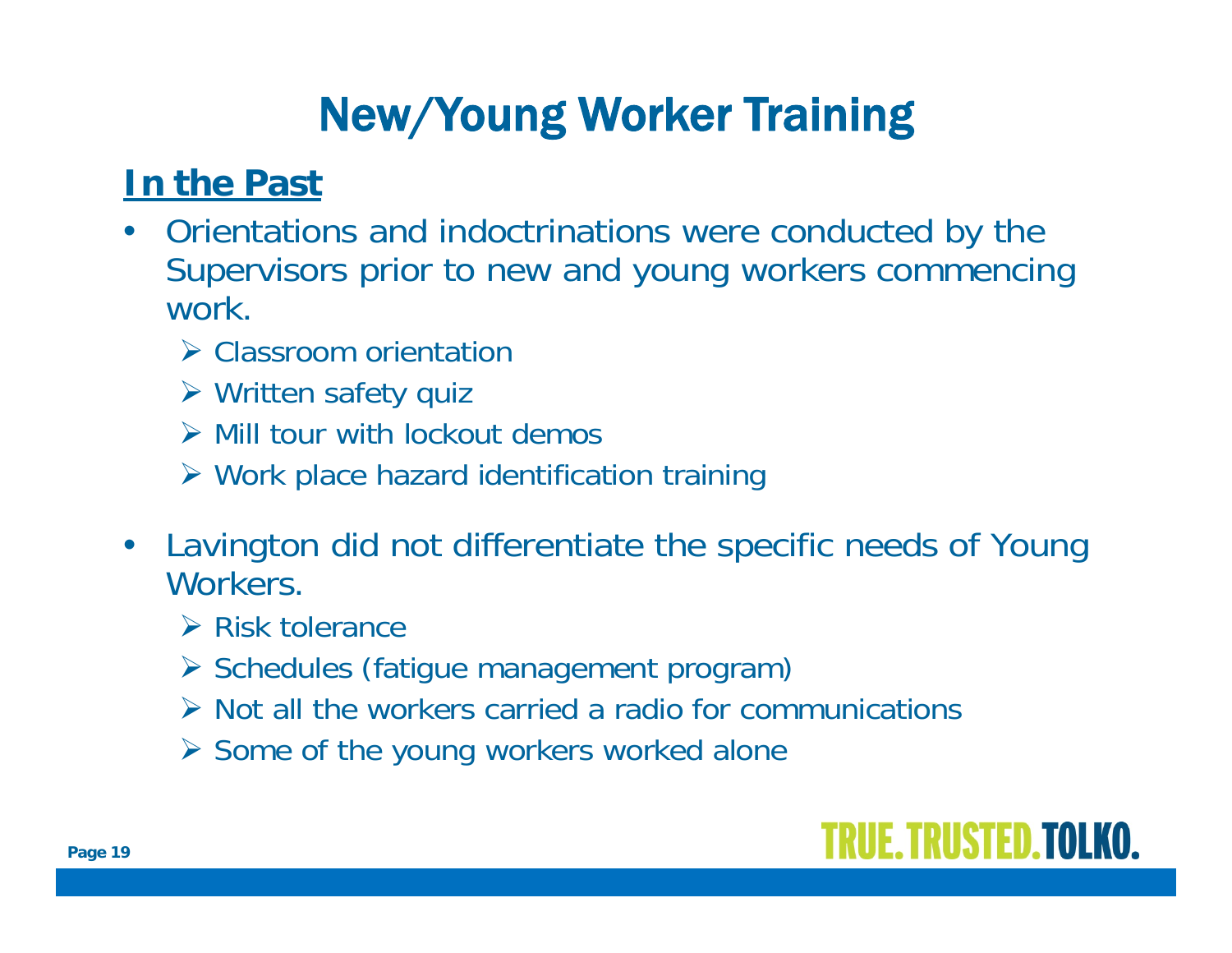# New/Young Worker Training

## In the Past

- Orientations and indoctrinations were conducted by the Supervisors prior to new and young workers commencing work.
  - Classroom orientation
  - Written safety quiz
  - Mill tour with lockout demos
  - Work place hazard identification training
- Lavington did not differentiate the specific needs of Young Workers.
  - Risk tolerance
  - Schedules (fatigue management program)
  - Not all the workers carried a radio for communications
  - Some of the young workers worked alone

TRUE. TRUSTED. TOLKO.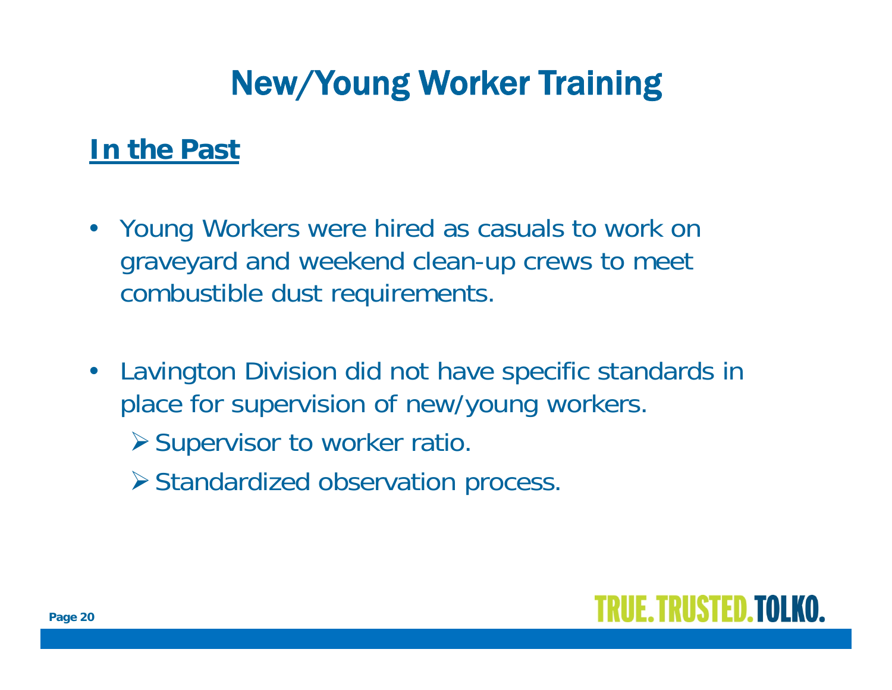# New/Young Worker Training

## In the Past

- Young Workers were hired as casuals to work on graveyard and weekend clean-up crews to meet combustible dust requirements.
- Lavington Division did not have specific standards in place for supervision of new/young workers.
  - Supervisor to worker ratio.
  - Standardized observation process.

TRUE. TRUSTED. TOLKO.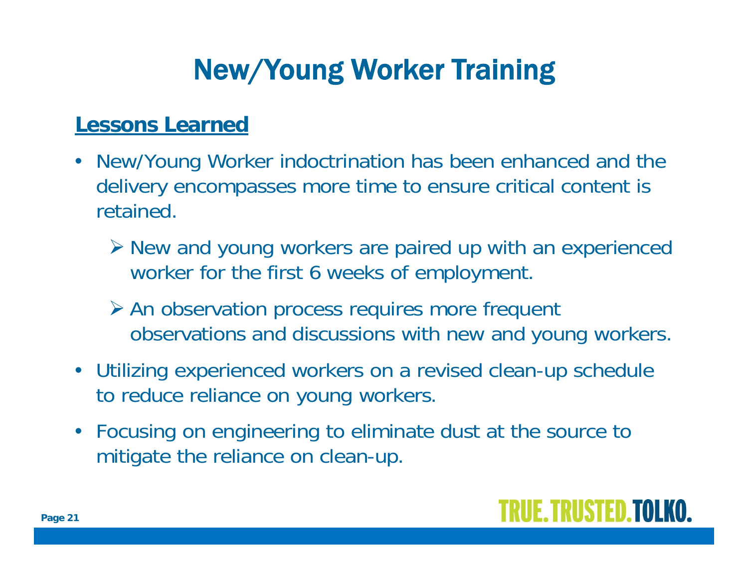# New/Young Worker Training

**Lessons Learned**

- New/Young Worker indoctrination has been enhanced and the delivery encompasses more time to ensure critical content is retained.
  - New and young workers are paired up with an experienced worker for the first 6 weeks of employment.
  - An observation process requires more frequent observations and discussions with new and young workers.
- Utilizing experienced workers on a revised clean-up schedule to reduce reliance on young workers.
- Focusing on engineering to eliminate dust at the source to mitigate the reliance on clean-up.

TRUE. TRUSTED. TOLKO.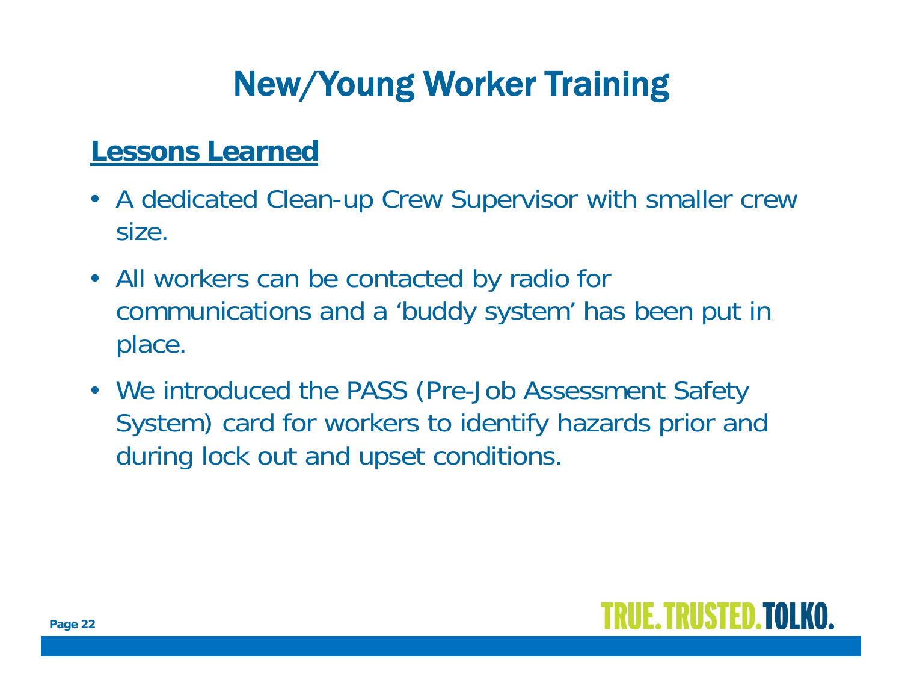# New/Young Worker Training

**Lessons Learned**

- A dedicated Clean-up Crew Supervisor with smaller crew size.
- All workers can be contacted by radio for communications and a 'buddy system' has been put in place.
- We introduced the PASS (Pre-Job Assessment Safety System) card for workers to identify hazards prior and during lock out and upset conditions.

TRUE. TRUSTED. TOLKO.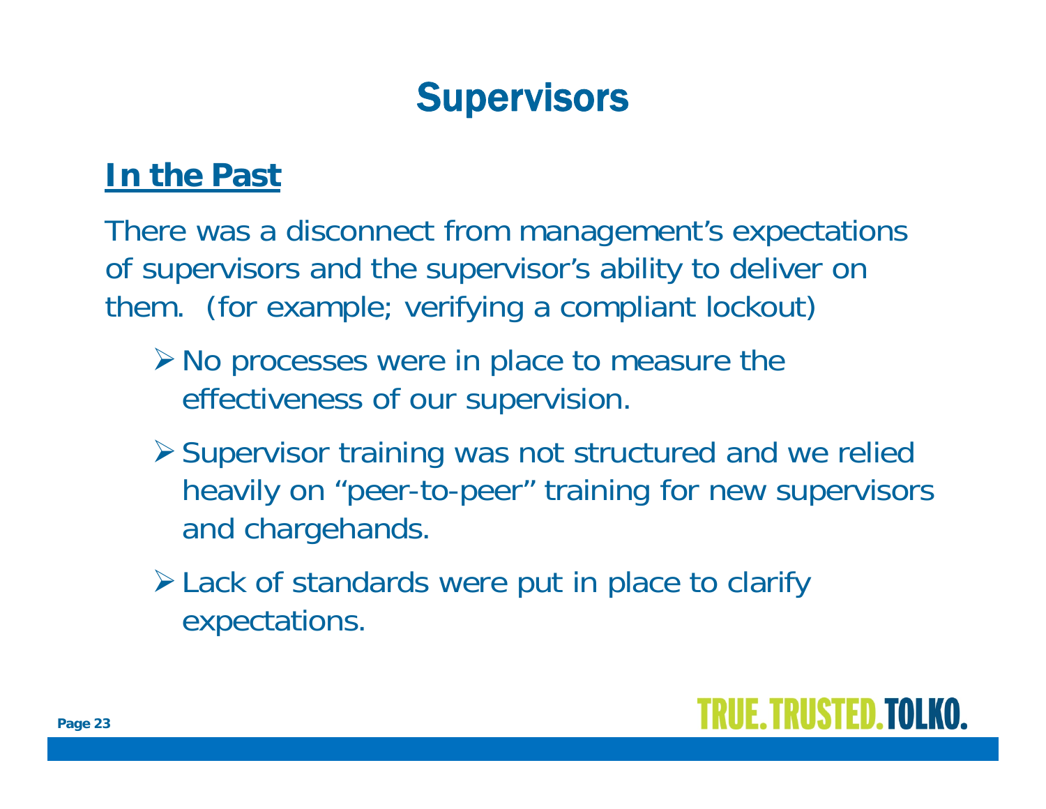# Supervisors

## In the Past

There was a disconnect from management's expectations of supervisors and the supervisor's ability to deliver on them. (for example; verifying a compliant lockout)

- No processes were in place to measure the effectiveness of our supervision.
- Supervisor training was not structured and we relied heavily on "peer-to-peer" training for new supervisors and chargehands.
- Lack of standards were put in place to clarify expectations.

TRUE. TRUSTED. TOLKO.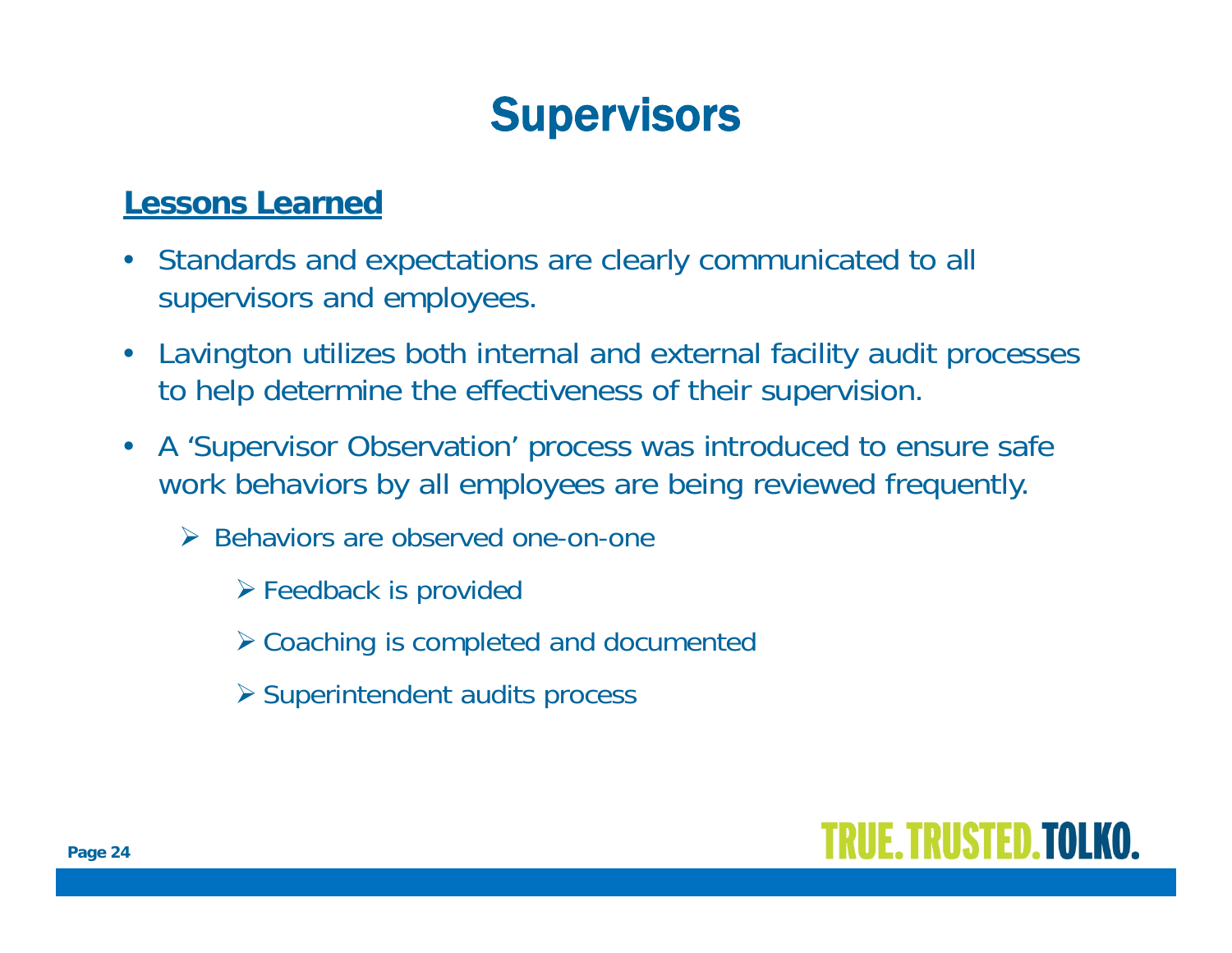# Supervisors

**Lessons Learned**

- Standards and expectations are clearly communicated to all supervisors and employees.
- Lavington utilizes both internal and external facility audit processes to help determine the effectiveness of their supervision.
- A 'Supervisor Observation' process was introduced to ensure safe work behaviors by all employees are being reviewed frequently.
  - Behaviors are observed one-on-one
    - Feedback is provided
    - Coaching is completed and documented
    - Superintendent audits process

TRUE. TRUSTED. TOLKO.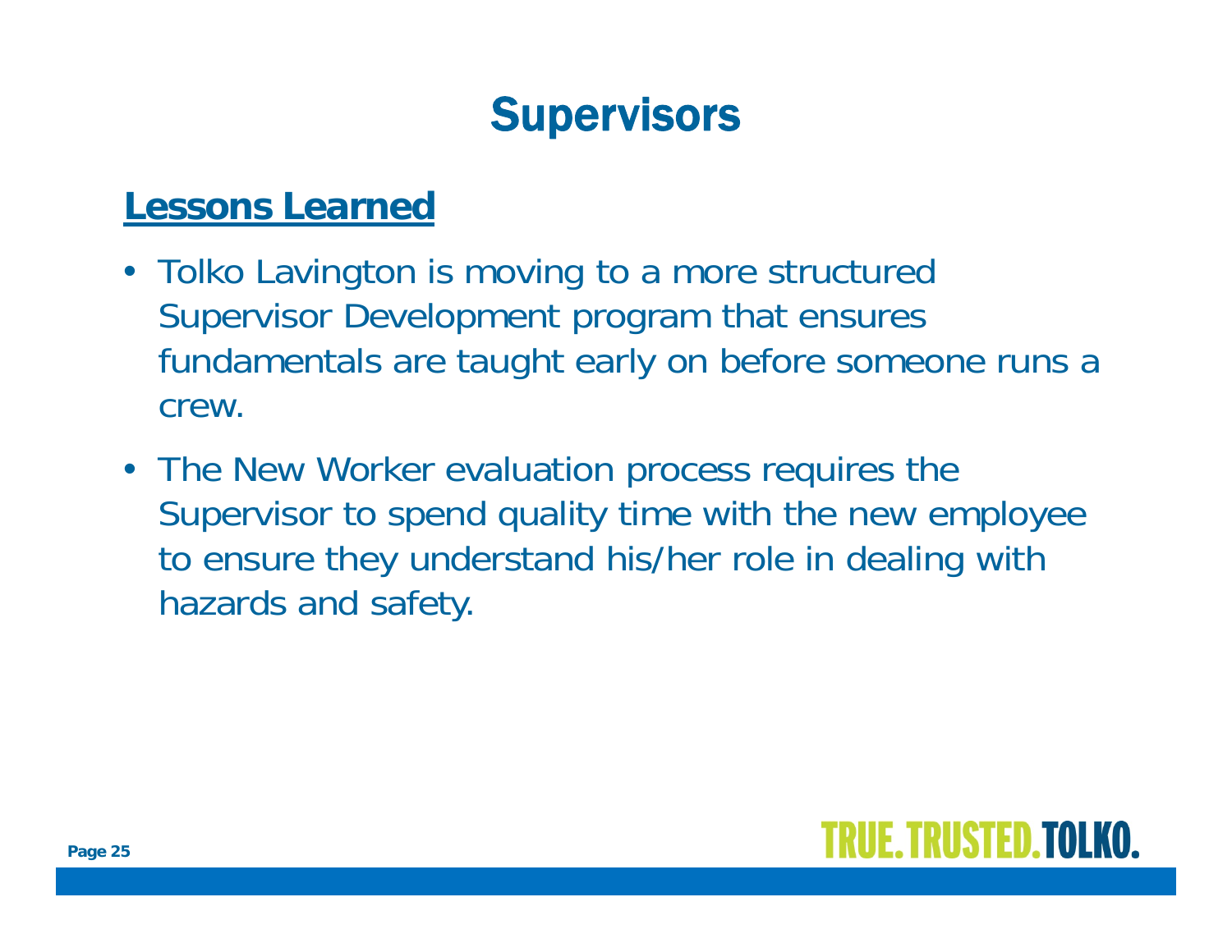# Supervisors

## Lessons Learned

- Tolko Lavington is moving to a more structured Supervisor Development program that ensures fundamentals are taught early on before someone runs a crew.
- The New Worker evaluation process requires the Supervisor to spend quality time with the new employee to ensure they understand his/her role in dealing with hazards and safety.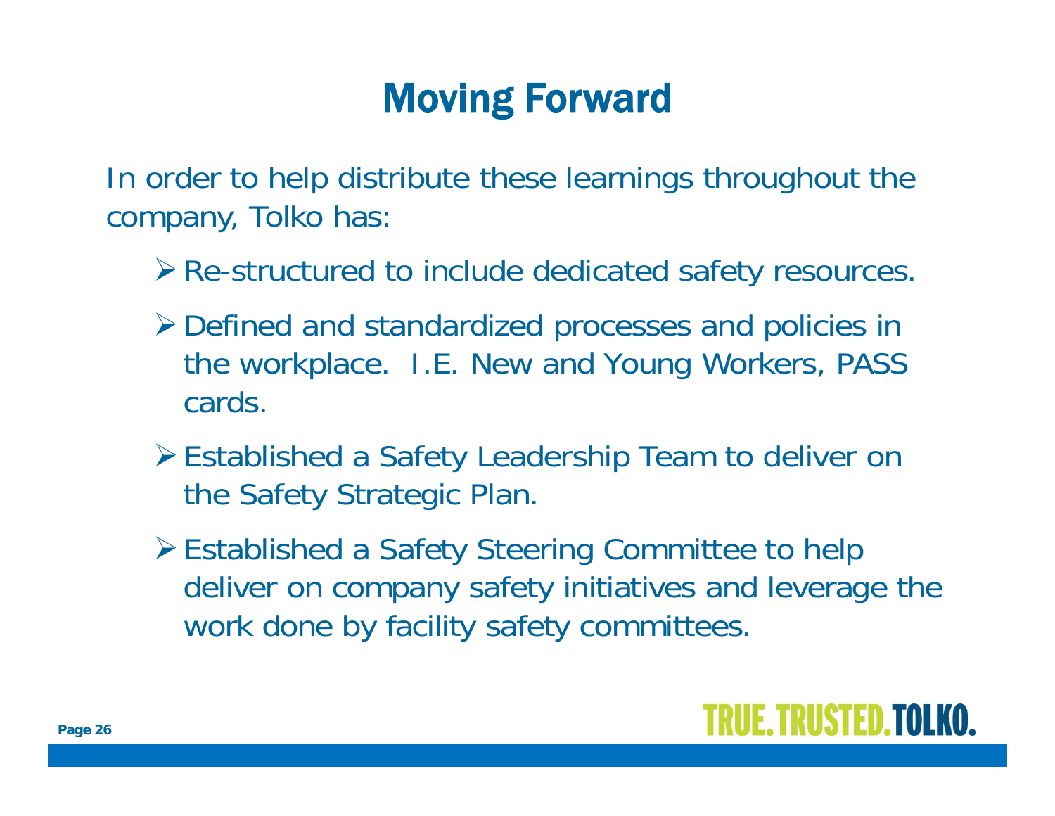# Moving Forward

In order to help distribute these learnings throughout the company, Tolko has:

- Re-structured to include dedicated safety resources.
- Defined and standardized processes and policies in the workplace. I.E. New and Young Workers, PASS cards.
- Established a Safety Leadership Team to deliver on the Safety Strategic Plan.
- Established a Safety Steering Committee to help deliver on company safety initiatives and leverage the work done by facility safety committees.

TRUE. TRUSTED. TOLKO.